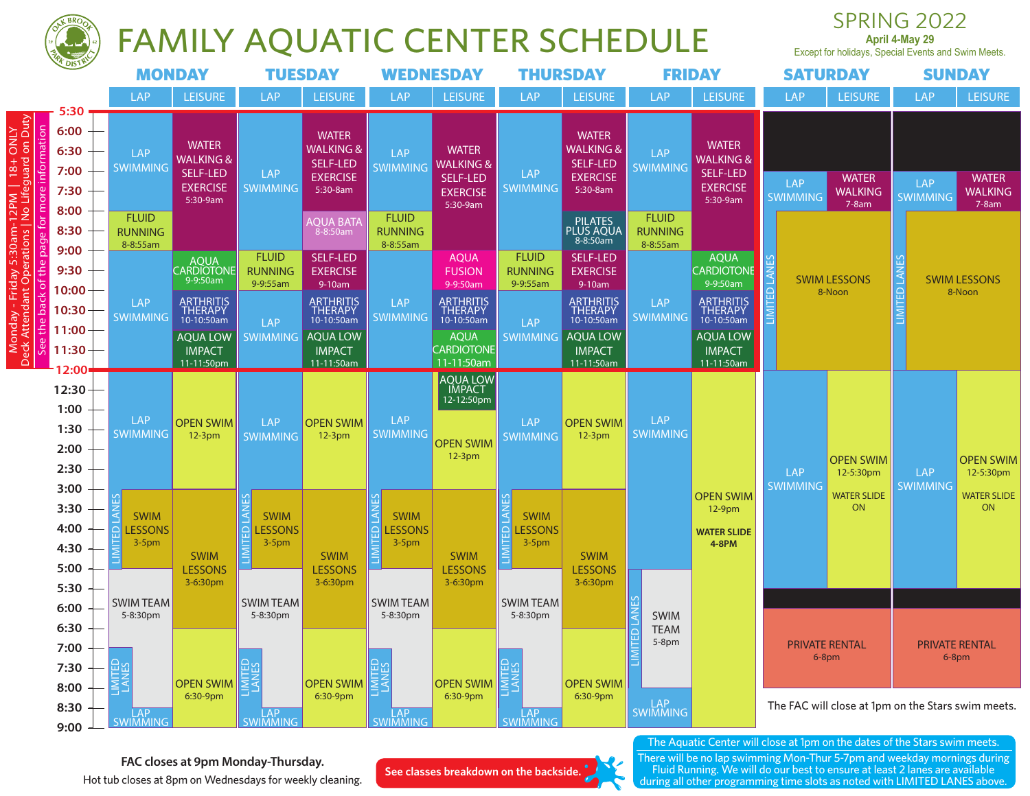# FAMILY AQUATIC CENTER SCHEDULE

OAK BROOK PARK DISTRICT

**SPRING 2022**
**April 4-May 29**
Except for holidays, Special Events and Swim Meets.

Monday - Friday 5:30am-12PM | 18+ ONLY
Deck Attendant Operations | No Lifeguard on Duty
See the back of the page for more information

## MONDAY

| LAP | LEISURE |
|---|---|
| LAP SWIMMING (5:30-8:00) | WATER WALKING & SELF-LED EXERCISE 5:30-9am |
| FLUID RUNNING 8-8:55am | |
| LAP SWIMMING (9:00-12:00) | AQUA CARDIOTONE 9-9:50am |
| | ARTHRITIS THERAPY 10-10:50am |
| | AQUA LOW IMPACT 11-11:50pm |
| LAP SWIMMING (12:00-3:00) | OPEN SWIM 12-3pm |
| LIMITED LANES / SWIM LESSONS 3-5pm | SWIM LESSONS 3-6:30pm |
| SWIM TEAM 5-8:30pm (LIMITED LANES 7:00-8:30) | OPEN SWIM 6:30-9pm |
| LAP SWIMMING (8:30-9:00) | |

## TUESDAY

| LAP | LEISURE |
|---|---|
| LAP SWIMMING (5:30-9:00) | WATER WALKING & SELF-LED EXERCISE 5:30-8am |
| | AQUA BATA 8-8:50am |
| FLUID RUNNING 9-9:55am | SELF-LED EXERCISE 9-10am |
| LAP SWIMMING (10:00-3:00) | ARTHRITIS THERAPY 10-10:50am |
| | AQUA LOW IMPACT 11-11:50am |
| | OPEN SWIM 12-3pm |
| LIMITED LANES / SWIM LESSONS 3-5pm | SWIM LESSONS 3-6:30pm |
| SWIM TEAM 5-8:30pm (LIMITED LANES 7:00-8:30) | OPEN SWIM 6:30-9pm |
| LAP SWIMMING (8:30-9:00) | |

## WEDNESDAY

| LAP | LEISURE |
|---|---|
| LAP SWIMMING (5:30-8:00) | WATER WALKING & SELF-LED EXERCISE 5:30-9am |
| FLUID RUNNING 8-8:55am | |
| LAP SWIMMING (9:00-3:00) | AQUA FUSION 9-9:50am |
| | ARTHRITIS THERAPY 10-10:50am |
| | AQUA CARDIOTONE 11-11:50am |
| | AQUA LOW IMPACT 12-12:50pm |
| | OPEN SWIM 12-3pm |
| LIMITED LANES / SWIM LESSONS 3-5pm | SWIM LESSONS 3-6:30pm |
| SWIM TEAM 5-8:30pm (LIMITED LANES 7:00-8:30) | OPEN SWIM 6:30-9pm |
| LAP SWIMMING (8:30-9:00) | |

## THURSDAY

| LAP | LEISURE |
|---|---|
| LAP SWIMMING (5:30-9:00) | WATER WALKING & SELF-LED EXERCISE 5:30-8am |
| | PILATES PLUS AQUA 8-8:50am |
| FLUID RUNNING 9-9:55am | SELF-LED EXERCISE 9-10am |
| LAP SWIMMING (10:00-3:00) | ARTHRITIS THERAPY 10-10:50am |
| | AQUA LOW IMPACT 11-11:50am |
| | OPEN SWIM 12-3pm |
| LIMITED LANES / SWIM LESSONS 3-5pm | SWIM LESSONS 3-6:30pm |
| SWIM TEAM 5-8:30pm (LIMITED LANES 7:00-8:30) | OPEN SWIM 6:30-9pm |
| LAP SWIMMING (8:30-9:00) | |

## FRIDAY

| LAP | LEISURE |
|---|---|
| LAP SWIMMING (5:30-8:00) | WATER WALKING & SELF-LED EXERCISE 5:30-9am |
| FLUID RUNNING 8-8:55am | |
| LAP SWIMMING (9:00-5:00) | AQUA CARDIOTONE 9-9:50am |
| | ARTHRITIS THERAPY 10-10:50am |
| | AQUA LOW IMPACT 11-11:50am |
| | OPEN SWIM 12-9pm, WATER SLIDE 4-8PM |
| LIMITED LANES / SWIM TEAM 5-8pm | |
| LAP SWIMMING (8:00-9:00) | |

## SATURDAY

| LAP | LEISURE |
|---|---|
| LAP SWIMMING (7:00-8:00) | WATER WALKING 7-8am |
| LIMITED LANES | SWIM LESSONS 8-Noon |
| LAP SWIMMING (12:00-5:30) | OPEN SWIM 12-5:30pm, WATER SLIDE ON |
| PRIVATE RENTAL 6-8pm | |

## SUNDAY

| LAP | LEISURE |
|---|---|
| LAP SWIMMING (7:00-8:00) | WATER WALKING 7-8am |
| LIMITED LANES | SWIM LESSONS 8-Noon |
| LAP SWIMMING (12:00-5:30) | OPEN SWIM 12-5:30pm, WATER SLIDE ON |
| PRIVATE RENTAL 6-8pm | |

The FAC will close at 1pm on the Stars swim meets.

**FAC closes at 9pm Monday-Thursday.**
Hot tub closes at 8pm on Wednesdays for weekly cleaning.

**See classes breakdown on the backside.**

The Aquatic Center will close at 1pm on the dates of the Stars swim meets.
There will be no lap swimming Mon-Thur 5-7pm and weekday mornings during Fluid Running. We will do our best to ensure at least 2 lanes are available during all other programming time slots as noted with LIMITED LANES above.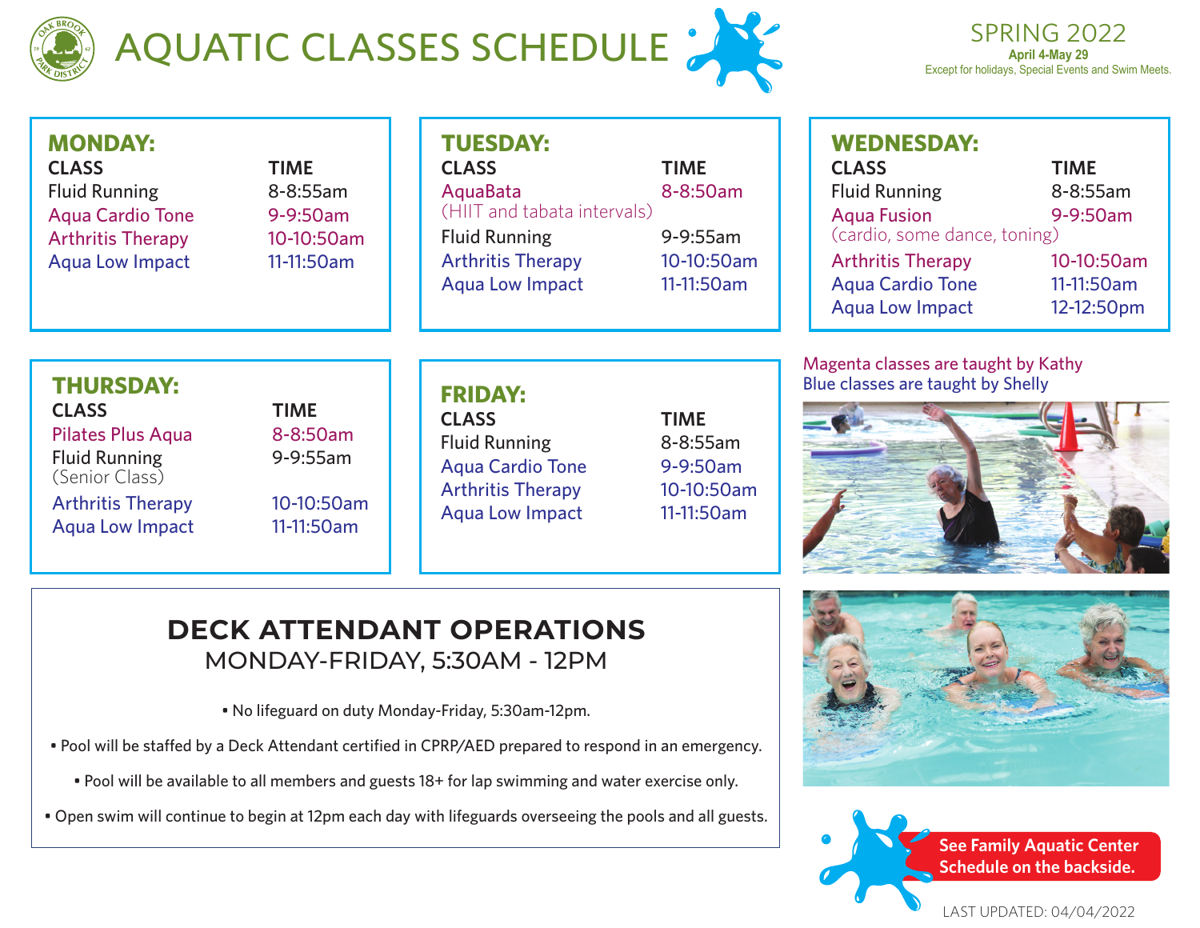# AQUATIC CLASSES SCHEDULE

## SPRING 2022

**April 4-May 29**

Except for holidays, Special Events and Swim Meets.

### MONDAY:

| CLASS | TIME |
|---|---|
| Fluid Running | 8-8:55am |
| Aqua Cardio Tone | 9-9:50am |
| Arthritis Therapy | 10-10:50am |
| Aqua Low Impact | 11-11:50am |

### TUESDAY:

| CLASS | TIME |
|---|---|
| AquaBata (HIIT and tabata intervals) | 8-8:50am |
| Fluid Running | 9-9:55am |
| Arthritis Therapy | 10-10:50am |
| Aqua Low Impact | 11-11:50am |

### WEDNESDAY:

| CLASS | TIME |
|---|---|
| Fluid Running | 8-8:55am |
| Aqua Fusion (cardio, some dance, toning) | 9-9:50am |
| Arthritis Therapy | 10-10:50am |
| Aqua Cardio Tone | 11-11:50am |
| Aqua Low Impact | 12-12:50pm |

### THURSDAY:

| CLASS | TIME |
|---|---|
| Pilates Plus Aqua | 8-8:50am |
| Fluid Running (Senior Class) | 9-9:55am |
| Arthritis Therapy | 10-10:50am |
| Aqua Low Impact | 11-11:50am |

### FRIDAY:

| CLASS | TIME |
|---|---|
| Fluid Running | 8-8:55am |
| Aqua Cardio Tone | 9-9:50am |
| Arthritis Therapy | 10-10:50am |
| Aqua Low Impact | 11-11:50am |

Magenta classes are taught by Kathy
Blue classes are taught by Shelly

## DECK ATTENDANT OPERATIONS

MONDAY-FRIDAY, 5:30AM - 12PM

- No lifeguard on duty Monday-Friday, 5:30am-12pm.
- Pool will be staffed by a Deck Attendant certified in CPRP/AED prepared to respond in an emergency.
- Pool will be available to all members and guests 18+ for lap swimming and water exercise only.
- Open swim will continue to begin at 12pm each day with lifeguards overseeing the pools and all guests.

**See Family Aquatic Center Schedule on the backside.**

LAST UPDATED: 04/04/2022